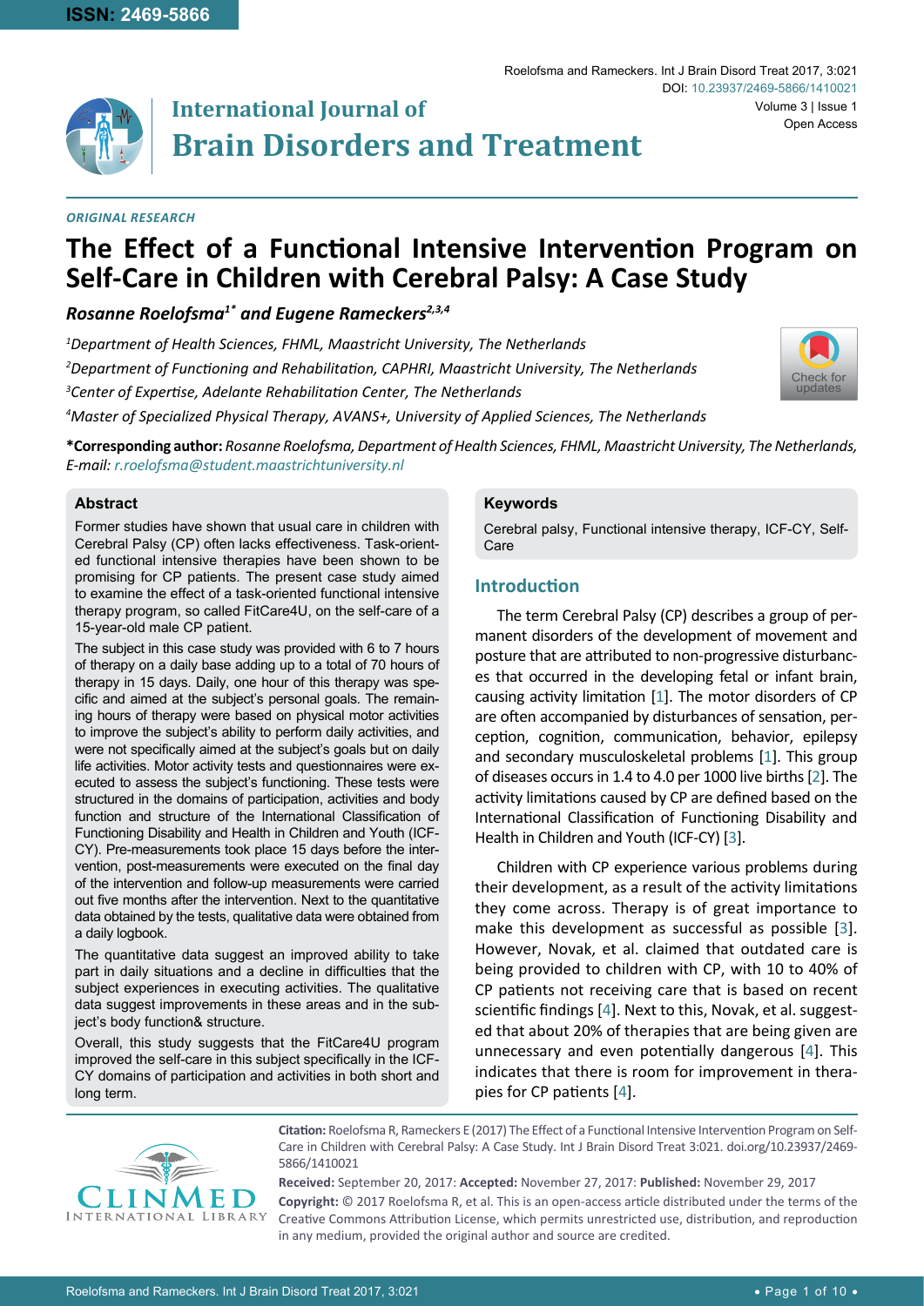ISSN: 2469-5866

Roelofsma and Rameckers. Int J Brain Disord Treat 2017, 3:021

DOI: 10.23937/2469-5866/1410021

Volume 3 | Issue 1

Open Access

International Journal of

**Brain Disorders and Treatment**

*ORIGINAL RESEARCH*

# The Effect of a Functional Intensive Intervention Program on Self-Care in Children with Cerebral Palsy: A Case Study

***Rosanne Roelofsma[1*] and Eugene Rameckers[2,3,4]***

[1]*Department of Health Sciences, FHML, Maastricht University, The Netherlands*

[2]*Department of Functioning and Rehabilitation, CAPHRI, Maastricht University, The Netherlands*

[3]*Center of Expertise, Adelante Rehabilitation Center, The Netherlands*

[4]*Master of Specialized Physical Therapy, AVANS+, University of Applied Sciences, The Netherlands*

**\*Corresponding author:** *Rosanne Roelofsma, Department of Health Sciences, FHML, Maastricht University, The Netherlands, E-mail: r.roelofsma@student.maastrichtuniversity.nl*

## Abstract

Former studies have shown that usual care in children with Cerebral Palsy (CP) often lacks effectiveness. Task-oriented functional intensive therapies have been shown to be promising for CP patients. The present case study aimed to examine the effect of a task-oriented functional intensive therapy program, so called FitCare4U, on the self-care of a 15-year-old male CP patient.

The subject in this case study was provided with 6 to 7 hours of therapy on a daily base adding up to a total of 70 hours of therapy in 15 days. Daily, one hour of this therapy was specific and aimed at the subject's personal goals. The remaining hours of therapy were based on physical motor activities to improve the subject's ability to perform daily activities, and were not specifically aimed at the subject's goals but on daily life activities. Motor activity tests and questionnaires were executed to assess the subject's functioning. These tests were structured in the domains of participation, activities and body function and structure of the International Classification of Functioning Disability and Health in Children and Youth (ICF-CY). Pre-measurements took place 15 days before the intervention, post-measurements were executed on the final day of the intervention and follow-up measurements were carried out five months after the intervention. Next to the quantitative data obtained by the tests, qualitative data were obtained from a daily logbook.

The quantitative data suggest an improved ability to take part in daily situations and a decline in difficulties that the subject experiences in executing activities. The qualitative data suggest improvements in these areas and in the subject's body function& structure.

Overall, this study suggests that the FitCare4U program improved the self-care in this subject specifically in the ICF-CY domains of participation and activities in both short and long term.

## Keywords

Cerebral palsy, Functional intensive therapy, ICF-CY, Self-Care

## Introduction

The term Cerebral Palsy (CP) describes a group of permanent disorders of the development of movement and posture that are attributed to non-progressive disturbances that occurred in the developing fetal or infant brain, causing activity limitation [1]. The motor disorders of CP are often accompanied by disturbances of sensation, perception, cognition, communication, behavior, epilepsy and secondary musculoskeletal problems [1]. This group of diseases occurs in 1.4 to 4.0 per 1000 live births [2]. The activity limitations caused by CP are defined based on the International Classification of Functioning Disability and Health in Children and Youth (ICF-CY) [3].

Children with CP experience various problems during their development, as a result of the activity limitations they come across. Therapy is of great importance to make this development as successful as possible [3]. However, Novak, et al. claimed that outdated care is being provided to children with CP, with 10 to 40% of CP patients not receiving care that is based on recent scientific findings [4]. Next to this, Novak, et al. suggested that about 20% of therapies that are being given are unnecessary and even potentially dangerous [4]. This indicates that there is room for improvement in therapies for CP patients [4].

**Citation:** Roelofsma R, Rameckers E (2017) The Effect of a Functional Intensive Intervention Program on Self-Care in Children with Cerebral Palsy: A Case Study. Int J Brain Disord Treat 3:021. doi.org/10.23937/2469-5866/1410021

**Received:** September 20, 2017: **Accepted:** November 27, 2017: **Published:** November 29, 2017

**Copyright:** © 2017 Roelofsma R, et al. This is an open-access article distributed under the terms of the Creative Commons Attribution License, which permits unrestricted use, distribution, and reproduction in any medium, provided the original author and source are credited.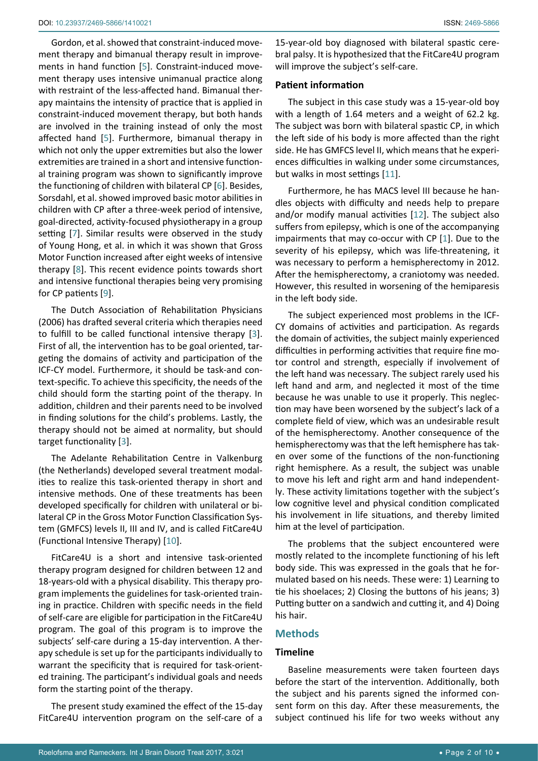Gordon, et al. showed that constraint-induced movement therapy and bimanual therapy result in improvements in hand function [5]. Constraint-induced movement therapy uses intensive unimanual practice along with restraint of the less-affected hand. Bimanual therapy maintains the intensity of practice that is applied in constraint-induced movement therapy, but both hands are involved in the training instead of only the most affected hand [5]. Furthermore, bimanual therapy in which not only the upper extremities but also the lower extremities are trained in a short and intensive functional training program was shown to significantly improve the functioning of children with bilateral CP [6]. Besides, Sorsdahl, et al. showed improved basic motor abilities in children with CP after a three-week period of intensive, goal-directed, activity-focused physiotherapy in a group setting [7]. Similar results were observed in the study of Young Hong, et al. in which it was shown that Gross Motor Function increased after eight weeks of intensive therapy [8]. This recent evidence points towards short and intensive functional therapies being very promising for CP patients [9].

The Dutch Association of Rehabilitation Physicians (2006) has drafted several criteria which therapies need to fulfill to be called functional intensive therapy [3]. First of all, the intervention has to be goal oriented, targeting the domains of activity and participation of the ICF-CY model. Furthermore, it should be task-and context-specific. To achieve this specificity, the needs of the child should form the starting point of the therapy. In addition, children and their parents need to be involved in finding solutions for the child's problems. Lastly, the therapy should not be aimed at normality, but should target functionality [3].

The Adelante Rehabilitation Centre in Valkenburg (the Netherlands) developed several treatment modalities to realize this task-oriented therapy in short and intensive methods. One of these treatments has been developed specifically for children with unilateral or bilateral CP in the Gross Motor Function Classification System (GMFCS) levels II, III and IV, and is called FitCare4U (Functional Intensive Therapy) [10].

FitCare4U is a short and intensive task-oriented therapy program designed for children between 12 and 18-years-old with a physical disability. This therapy program implements the guidelines for task-oriented training in practice. Children with specific needs in the field of self-care are eligible for participation in the FitCare4U program. The goal of this program is to improve the subjects' self-care during a 15-day intervention. A therapy schedule is set up for the participants individually to warrant the specificity that is required for task-oriented training. The participant's individual goals and needs form the starting point of the therapy.

The present study examined the effect of the 15-day FitCare4U intervention program on the self-care of a 15-year-old boy diagnosed with bilateral spastic cerebral palsy. It is hypothesized that the FitCare4U program will improve the subject's self-care.

### Patient information

The subject in this case study was a 15-year-old boy with a length of 1.64 meters and a weight of 62.2 kg. The subject was born with bilateral spastic CP, in which the left side of his body is more affected than the right side. He has GMFCS level II, which means that he experiences difficulties in walking under some circumstances, but walks in most settings [11].

Furthermore, he has MACS level III because he handles objects with difficulty and needs help to prepare and/or modify manual activities [12]. The subject also suffers from epilepsy, which is one of the accompanying impairments that may co-occur with CP [1]. Due to the severity of his epilepsy, which was life-threatening, it was necessary to perform a hemispherectomy in 2012. After the hemispherectomy, a craniotomy was needed. However, this resulted in worsening of the hemiparesis in the left body side.

The subject experienced most problems in the ICF-CY domains of activities and participation. As regards the domain of activities, the subject mainly experienced difficulties in performing activities that require fine motor control and strength, especially if involvement of the left hand was necessary. The subject rarely used his left hand and arm, and neglected it most of the time because he was unable to use it properly. This neglection may have been worsened by the subject's lack of a complete field of view, which was an undesirable result of the hemispherectomy. Another consequence of the hemispherectomy was that the left hemisphere has taken over some of the functions of the non-functioning right hemisphere. As a result, the subject was unable to move his left and right arm and hand independently. These activity limitations together with the subject's low cognitive level and physical condition complicated his involvement in life situations, and thereby limited him at the level of participation.

The problems that the subject encountered were mostly related to the incomplete functioning of his left body side. This was expressed in the goals that he formulated based on his needs. These were: 1) Learning to tie his shoelaces; 2) Closing the buttons of his jeans; 3) Putting butter on a sandwich and cutting it, and 4) Doing his hair.

## Methods

### Timeline

Baseline measurements were taken fourteen days before the start of the intervention. Additionally, both the subject and his parents signed the informed consent form on this day. After these measurements, the subject continued his life for two weeks without any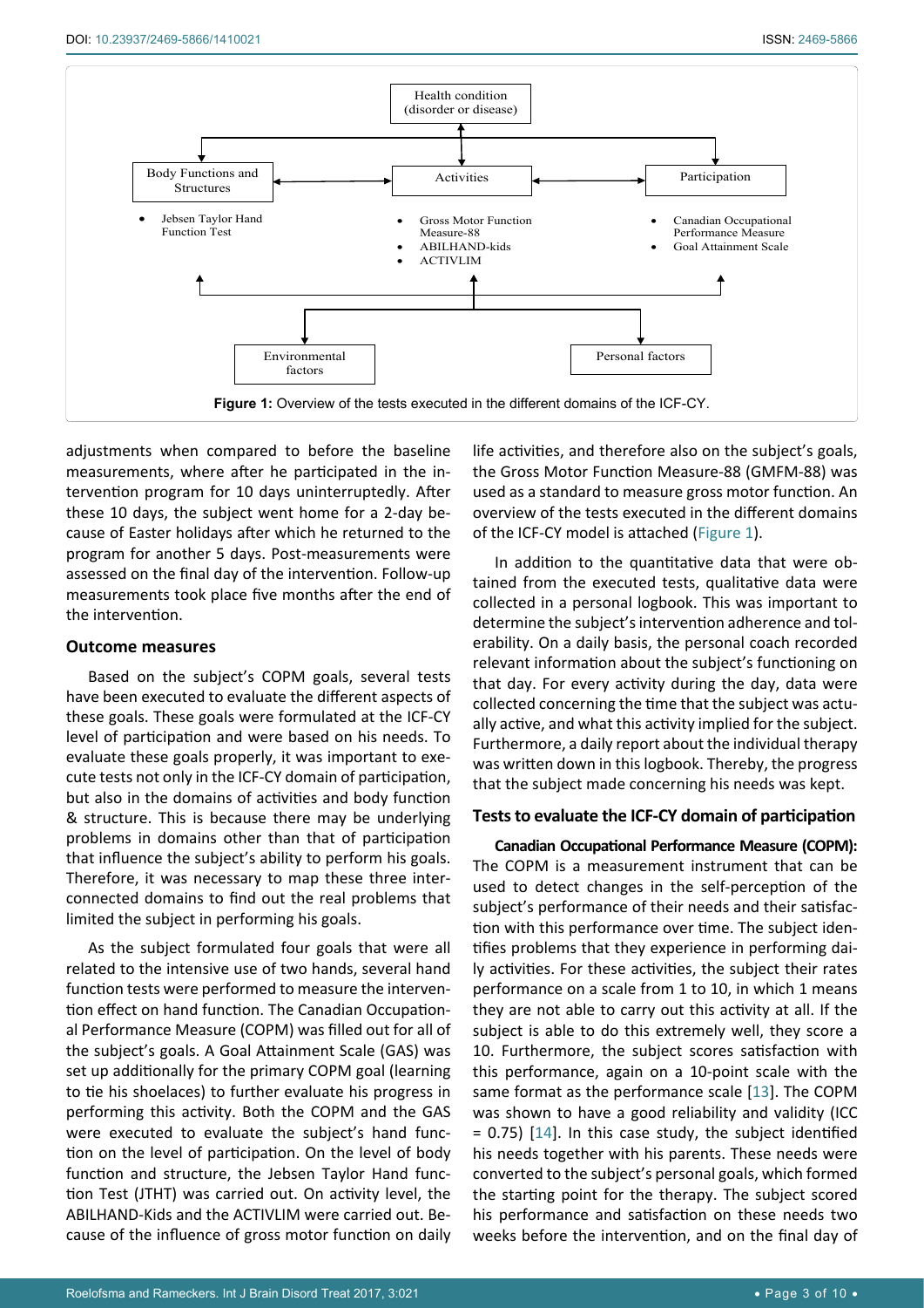Health condition (disorder or disease)

Body Functions and Structures

- Jebsen Taylor Hand Function Test

Activities

- Gross Motor Function Measure-88
- ABILHAND-kids
- ACTIVLIM

Participation

- Canadian Occupational Performance Measure
- Goal Attainment Scale

Environmental factors

Personal factors

**Figure 1:** Overview of the tests executed in the different domains of the ICF-CY.

adjustments when compared to before the baseline measurements, where after he participated in the intervention program for 10 days uninterruptedly. After these 10 days, the subject went home for a 2-day because of Easter holidays after which he returned to the program for another 5 days. Post-measurements were assessed on the final day of the intervention. Follow-up measurements took place five months after the end of the intervention.

## Outcome measures

Based on the subject's COPM goals, several tests have been executed to evaluate the different aspects of these goals. These goals were formulated at the ICF-CY level of participation and were based on his needs. To evaluate these goals properly, it was important to execute tests not only in the ICF-CY domain of participation, but also in the domains of activities and body function & structure. This is because there may be underlying problems in domains other than that of participation that influence the subject's ability to perform his goals. Therefore, it was necessary to map these three interconnected domains to find out the real problems that limited the subject in performing his goals.

As the subject formulated four goals that were all related to the intensive use of two hands, several hand function tests were performed to measure the intervention effect on hand function. The Canadian Occupational Performance Measure (COPM) was filled out for all of the subject's goals. A Goal Attainment Scale (GAS) was set up additionally for the primary COPM goal (learning to tie his shoelaces) to further evaluate his progress in performing this activity. Both the COPM and the GAS were executed to evaluate the subject's hand function on the level of participation. On the level of body function and structure, the Jebsen Taylor Hand function Test (JTHT) was carried out. On activity level, the ABILHAND-Kids and the ACTIVLIM were carried out. Because of the influence of gross motor function on daily life activities, and therefore also on the subject's goals, the Gross Motor Function Measure-88 (GMFM-88) was used as a standard to measure gross motor function. An overview of the tests executed in the different domains of the ICF-CY model is attached (Figure 1).

In addition to the quantitative data that were obtained from the executed tests, qualitative data were collected in a personal logbook. This was important to determine the subject's intervention adherence and tolerability. On a daily basis, the personal coach recorded relevant information about the subject's functioning on that day. For every activity during the day, data were collected concerning the time that the subject was actually active, and what this activity implied for the subject. Furthermore, a daily report about the individual therapy was written down in this logbook. Thereby, the progress that the subject made concerning his needs was kept.

## Tests to evaluate the ICF-CY domain of participation

**Canadian Occupational Performance Measure (COPM):** The COPM is a measurement instrument that can be used to detect changes in the self-perception of the subject's performance of their needs and their satisfaction with this performance over time. The subject identifies problems that they experience in performing daily activities. For these activities, the subject their rates performance on a scale from 1 to 10, in which 1 means they are not able to carry out this activity at all. If the subject is able to do this extremely well, they score a 10. Furthermore, the subject scores satisfaction with this performance, again on a 10-point scale with the same format as the performance scale [13]. The COPM was shown to have a good reliability and validity (ICC = 0.75) [14]. In this case study, the subject identified his needs together with his parents. These needs were converted to the subject's personal goals, which formed the starting point for the therapy. The subject scored his performance and satisfaction on these needs two weeks before the intervention, and on the final day of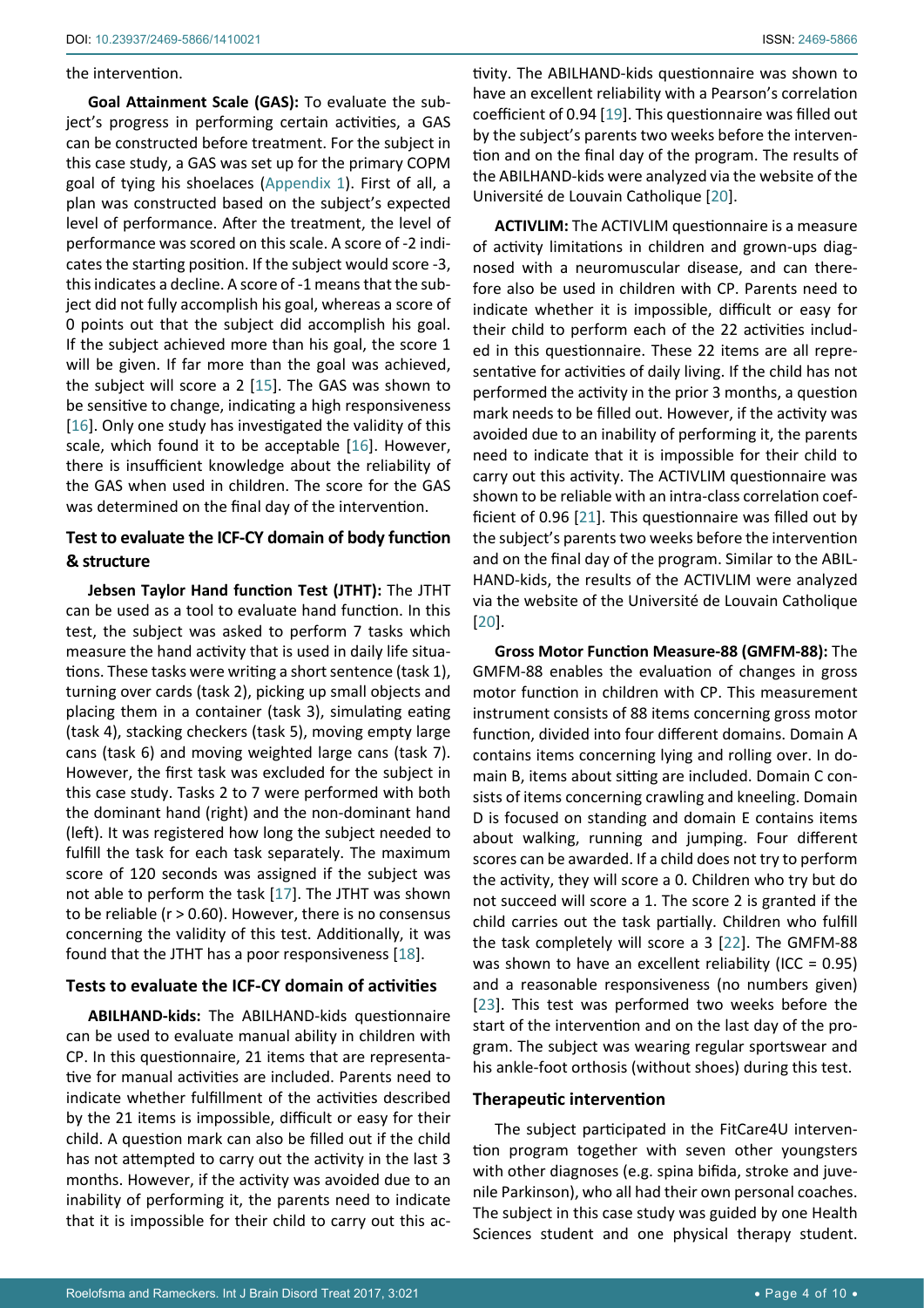the intervention.

**Goal Attainment Scale (GAS):** To evaluate the subject's progress in performing certain activities, a GAS can be constructed before treatment. For the subject in this case study, a GAS was set up for the primary COPM goal of tying his shoelaces (Appendix 1). First of all, a plan was constructed based on the subject's expected level of performance. After the treatment, the level of performance was scored on this scale. A score of -2 indicates the starting position. If the subject would score -3, this indicates a decline. A score of -1 means that the subject did not fully accomplish his goal, whereas a score of 0 points out that the subject did accomplish his goal. If the subject achieved more than his goal, the score 1 will be given. If far more than the goal was achieved, the subject will score a 2 [15]. The GAS was shown to be sensitive to change, indicating a high responsiveness [16]. Only one study has investigated the validity of this scale, which found it to be acceptable [16]. However, there is insufficient knowledge about the reliability of the GAS when used in children. The score for the GAS was determined on the final day of the intervention.

## Test to evaluate the ICF-CY domain of body function & structure

**Jebsen Taylor Hand function Test (JTHT):** The JTHT can be used as a tool to evaluate hand function. In this test, the subject was asked to perform 7 tasks which measure the hand activity that is used in daily life situations. These tasks were writing a short sentence (task 1), turning over cards (task 2), picking up small objects and placing them in a container (task 3), simulating eating (task 4), stacking checkers (task 5), moving empty large cans (task 6) and moving weighted large cans (task 7). However, the first task was excluded for the subject in this case study. Tasks 2 to 7 were performed with both the dominant hand (right) and the non-dominant hand (left). It was registered how long the subject needed to fulfill the task for each task separately. The maximum score of 120 seconds was assigned if the subject was not able to perform the task [17]. The JTHT was shown to be reliable ($r > 0.60$). However, there is no consensus concerning the validity of this test. Additionally, it was found that the JTHT has a poor responsiveness [18].

## Tests to evaluate the ICF-CY domain of activities

**ABILHAND-kids:** The ABILHAND-kids questionnaire can be used to evaluate manual ability in children with CP. In this questionnaire, 21 items that are representative for manual activities are included. Parents need to indicate whether fulfillment of the activities described by the 21 items is impossible, difficult or easy for their child. A question mark can also be filled out if the child has not attempted to carry out the activity in the last 3 months. However, if the activity was avoided due to an inability of performing it, the parents need to indicate that it is impossible for their child to carry out this activity. The ABILHAND-kids questionnaire was shown to have an excellent reliability with a Pearson's correlation coefficient of 0.94 [19]. This questionnaire was filled out by the subject's parents two weeks before the intervention and on the final day of the program. The results of the ABILHAND-kids were analyzed via the website of the Université de Louvain Catholique [20].

**ACTIVLIM:** The ACTIVLIM questionnaire is a measure of activity limitations in children and grown-ups diagnosed with a neuromuscular disease, and can therefore also be used in children with CP. Parents need to indicate whether it is impossible, difficult or easy for their child to perform each of the 22 activities included in this questionnaire. These 22 items are all representative for activities of daily living. If the child has not performed the activity in the prior 3 months, a question mark needs to be filled out. However, if the activity was avoided due to an inability of performing it, the parents need to indicate that it is impossible for their child to carry out this activity. The ACTIVLIM questionnaire was shown to be reliable with an intra-class correlation coefficient of 0.96 [21]. This questionnaire was filled out by the subject's parents two weeks before the intervention and on the final day of the program. Similar to the ABILHAND-kids, the results of the ACTIVLIM were analyzed via the website of the Université de Louvain Catholique [20].

**Gross Motor Function Measure-88 (GMFM-88):** The GMFM-88 enables the evaluation of changes in gross motor function in children with CP. This measurement instrument consists of 88 items concerning gross motor function, divided into four different domains. Domain A contains items concerning lying and rolling over. In domain B, items about sitting are included. Domain C consists of items concerning crawling and kneeling. Domain D is focused on standing and domain E contains items about walking, running and jumping. Four different scores can be awarded. If a child does not try to perform the activity, they will score a 0. Children who try but do not succeed will score a 1. The score 2 is granted if the child carries out the task partially. Children who fulfill the task completely will score a 3 [22]. The GMFM-88 was shown to have an excellent reliability (ICC = 0.95) and a reasonable responsiveness (no numbers given) [23]. This test was performed two weeks before the start of the intervention and on the last day of the program. The subject was wearing regular sportswear and his ankle-foot orthosis (without shoes) during this test.

## Therapeutic intervention

The subject participated in the FitCare4U intervention program together with seven other youngsters with other diagnoses (e.g. spina bifida, stroke and juvenile Parkinson), who all had their own personal coaches. The subject in this case study was guided by one Health Sciences student and one physical therapy student.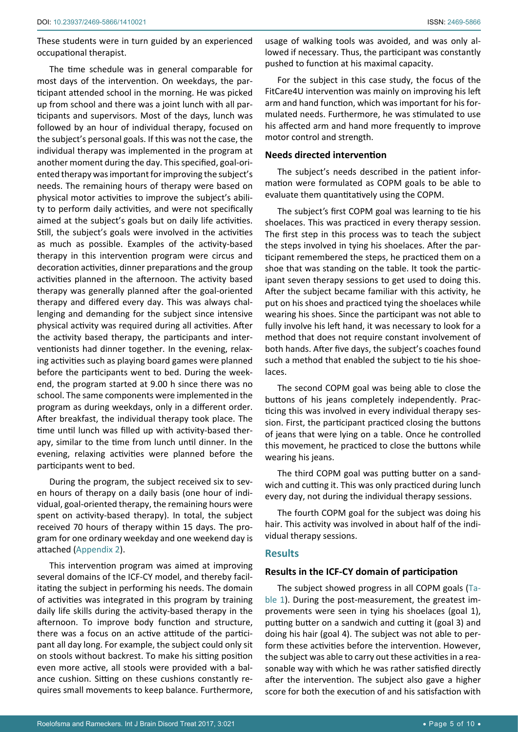These students were in turn guided by an experienced occupational therapist.

The time schedule was in general comparable for most days of the intervention. On weekdays, the participant attended school in the morning. He was picked up from school and there was a joint lunch with all participants and supervisors. Most of the days, lunch was followed by an hour of individual therapy, focused on the subject's personal goals. If this was not the case, the individual therapy was implemented in the program at another moment during the day. This specified, goal-oriented therapy was important for improving the subject's needs. The remaining hours of therapy were based on physical motor activities to improve the subject's ability to perform daily activities, and were not specifically aimed at the subject's goals but on daily life activities. Still, the subject's goals were involved in the activities as much as possible. Examples of the activity-based therapy in this intervention program were circus and decoration activities, dinner preparations and the group activities planned in the afternoon. The activity based therapy was generally planned after the goal-oriented therapy and differed every day. This was always challenging and demanding for the subject since intensive physical activity was required during all activities. After the activity based therapy, the participants and interventionists had dinner together. In the evening, relaxing activities such as playing board games were planned before the participants went to bed. During the weekend, the program started at 9.00 h since there was no school. The same components were implemented in the program as during weekdays, only in a different order. After breakfast, the individual therapy took place. The time until lunch was filled up with activity-based therapy, similar to the time from lunch until dinner. In the evening, relaxing activities were planned before the participants went to bed.

During the program, the subject received six to seven hours of therapy on a daily basis (one hour of individual, goal-oriented therapy, the remaining hours were spent on activity-based therapy). In total, the subject received 70 hours of therapy within 15 days. The program for one ordinary weekday and one weekend day is attached (Appendix 2).

This intervention program was aimed at improving several domains of the ICF-CY model, and thereby facilitating the subject in performing his needs. The domain of activities was integrated in this program by training daily life skills during the activity-based therapy in the afternoon. To improve body function and structure, there was a focus on an active attitude of the participant all day long. For example, the subject could only sit on stools without backrest. To make his sitting position even more active, all stools were provided with a balance cushion. Sitting on these cushions constantly requires small movements to keep balance. Furthermore, usage of walking tools was avoided, and was only allowed if necessary. Thus, the participant was constantly pushed to function at his maximal capacity.

For the subject in this case study, the focus of the FitCare4U intervention was mainly on improving his left arm and hand function, which was important for his formulated needs. Furthermore, he was stimulated to use his affected arm and hand more frequently to improve motor control and strength.

### Needs directed intervention

The subject's needs described in the patient information were formulated as COPM goals to be able to evaluate them quantitatively using the COPM.

The subject's first COPM goal was learning to tie his shoelaces. This was practiced in every therapy session. The first step in this process was to teach the subject the steps involved in tying his shoelaces. After the participant remembered the steps, he practiced them on a shoe that was standing on the table. It took the participant seven therapy sessions to get used to doing this. After the subject became familiar with this activity, he put on his shoes and practiced tying the shoelaces while wearing his shoes. Since the participant was not able to fully involve his left hand, it was necessary to look for a method that does not require constant involvement of both hands. After five days, the subject's coaches found such a method that enabled the subject to tie his shoelaces.

The second COPM goal was being able to close the buttons of his jeans completely independently. Practicing this was involved in every individual therapy session. First, the participant practiced closing the buttons of jeans that were lying on a table. Once he controlled this movement, he practiced to close the buttons while wearing his jeans.

The third COPM goal was putting butter on a sandwich and cutting it. This was only practiced during lunch every day, not during the individual therapy sessions.

The fourth COPM goal for the subject was doing his hair. This activity was involved in about half of the individual therapy sessions.

## Results

### Results in the ICF-CY domain of participation

The subject showed progress in all COPM goals (Table 1). During the post-measurement, the greatest improvements were seen in tying his shoelaces (goal 1), putting butter on a sandwich and cutting it (goal 3) and doing his hair (goal 4). The subject was not able to perform these activities before the intervention. However, the subject was able to carry out these activities in a reasonable way with which he was rather satisfied directly after the intervention. The subject also gave a higher score for both the execution of and his satisfaction with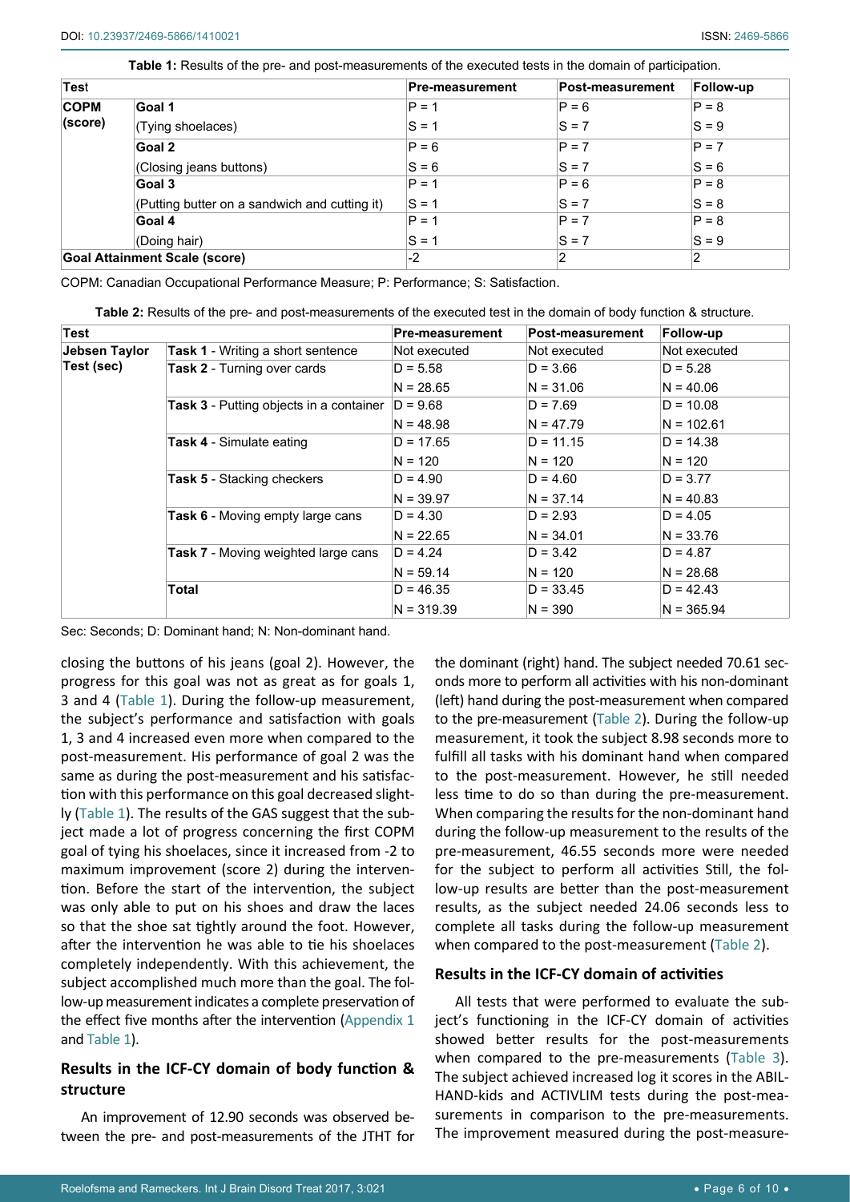**Table 1:** Results of the pre- and post-measurements of the executed tests in the domain of participation.

| Test | | Pre-measurement | Post-measurement | Follow-up |
|---|---|---|---|---|
| COPM (score) | **Goal 1** | P = 1 | P = 6 | P = 8 |
| | (Tying shoelaces) | S = 1 | S = 7 | S = 9 |
| | **Goal 2** | P = 6 | P = 7 | P = 7 |
| | (Closing jeans buttons) | S = 6 | S = 7 | S = 6 |
| | **Goal 3** | P = 1 | P = 6 | P = 8 |
| | (Putting butter on a sandwich and cutting it) | S = 1 | S = 7 | S = 8 |
| | **Goal 4** | P = 1 | P = 7 | P = 8 |
| | (Doing hair) | S = 1 | S = 7 | S = 9 |
| **Goal Attainment Scale (score)** | | -2 | 2 | 2 |

COPM: Canadian Occupational Performance Measure; P: Performance; S: Satisfaction.

**Table 2:** Results of the pre- and post-measurements of the executed test in the domain of body function & structure.

| Test | | Pre-measurement | Post-measurement | Follow-up |
|---|---|---|---|---|
| Jebsen Taylor Test (sec) | **Task 1** - Writing a short sentence | Not executed | Not executed | Not executed |
| | **Task 2** - Turning over cards | D = 5.58 | D = 3.66 | D = 5.28 |
| | | N = 28.65 | N = 31.06 | N = 40.06 |
| | **Task 3** - Putting objects in a container | D = 9.68 | D = 7.69 | D = 10.08 |
| | | N = 48.98 | N = 47.79 | N = 102.61 |
| | **Task 4** - Simulate eating | D = 17.65 | D = 11.15 | D = 14.38 |
| | | N = 120 | N = 120 | N = 120 |
| | **Task 5** - Stacking checkers | D = 4.90 | D = 4.60 | D = 3.77 |
| | | N = 39.97 | N = 37.14 | N = 40.83 |
| | **Task 6** - Moving empty large cans | D = 4.30 | D = 2.93 | D = 4.05 |
| | | N = 22.65 | N = 34.01 | N = 33.76 |
| | **Task 7** - Moving weighted large cans | D = 4.24 | D = 3.42 | D = 4.87 |
| | | N = 59.14 | N = 120 | N = 28.68 |
| | **Total** | D = 46.35 | D = 33.45 | D = 42.43 |
| | | N = 319.39 | N = 390 | N = 365.94 |

Sec: Seconds; D: Dominant hand; N: Non-dominant hand.

closing the buttons of his jeans (goal 2). However, the progress for this goal was not as great as for goals 1, 3 and 4 (Table 1). During the follow-up measurement, the subject's performance and satisfaction with goals 1, 3 and 4 increased even more when compared to the post-measurement. His performance of goal 2 was the same as during the post-measurement and his satisfaction with this performance on this goal decreased slightly (Table 1). The results of the GAS suggest that the subject made a lot of progress concerning the first COPM goal of tying his shoelaces, since it increased from -2 to maximum improvement (score 2) during the intervention. Before the start of the intervention, the subject was only able to put on his shoes and draw the laces so that the shoe sat tightly around the foot. However, after the intervention he was able to tie his shoelaces completely independently. With this achievement, the subject accomplished much more than the goal. The follow-up measurement indicates a complete preservation of the effect five months after the intervention (Appendix 1 and Table 1).

## Results in the ICF-CY domain of body function & structure

An improvement of 12.90 seconds was observed between the pre- and post-measurements of the JTHT for the dominant (right) hand. The subject needed 70.61 seconds more to perform all activities with his non-dominant (left) hand during the post-measurement when compared to the pre-measurement (Table 2). During the follow-up measurement, it took the subject 8.98 seconds more to fulfill all tasks with his dominant hand when compared to the post-measurement. However, he still needed less time to do so than during the pre-measurement. When comparing the results for the non-dominant hand during the follow-up measurement to the results of the pre-measurement, 46.55 seconds more were needed for the subject to perform all activities Still, the follow-up results are better than the post-measurement results, as the subject needed 24.06 seconds less to complete all tasks during the follow-up measurement when compared to the post-measurement (Table 2).

## Results in the ICF-CY domain of activities

All tests that were performed to evaluate the subject's functioning in the ICF-CY domain of activities showed better results for the post-measurements when compared to the pre-measurements (Table 3). The subject achieved increased log it scores in the ABIL-HAND-kids and ACTIVLIM tests during the post-measurements in comparison to the pre-measurements. The improvement measured during the post-measure-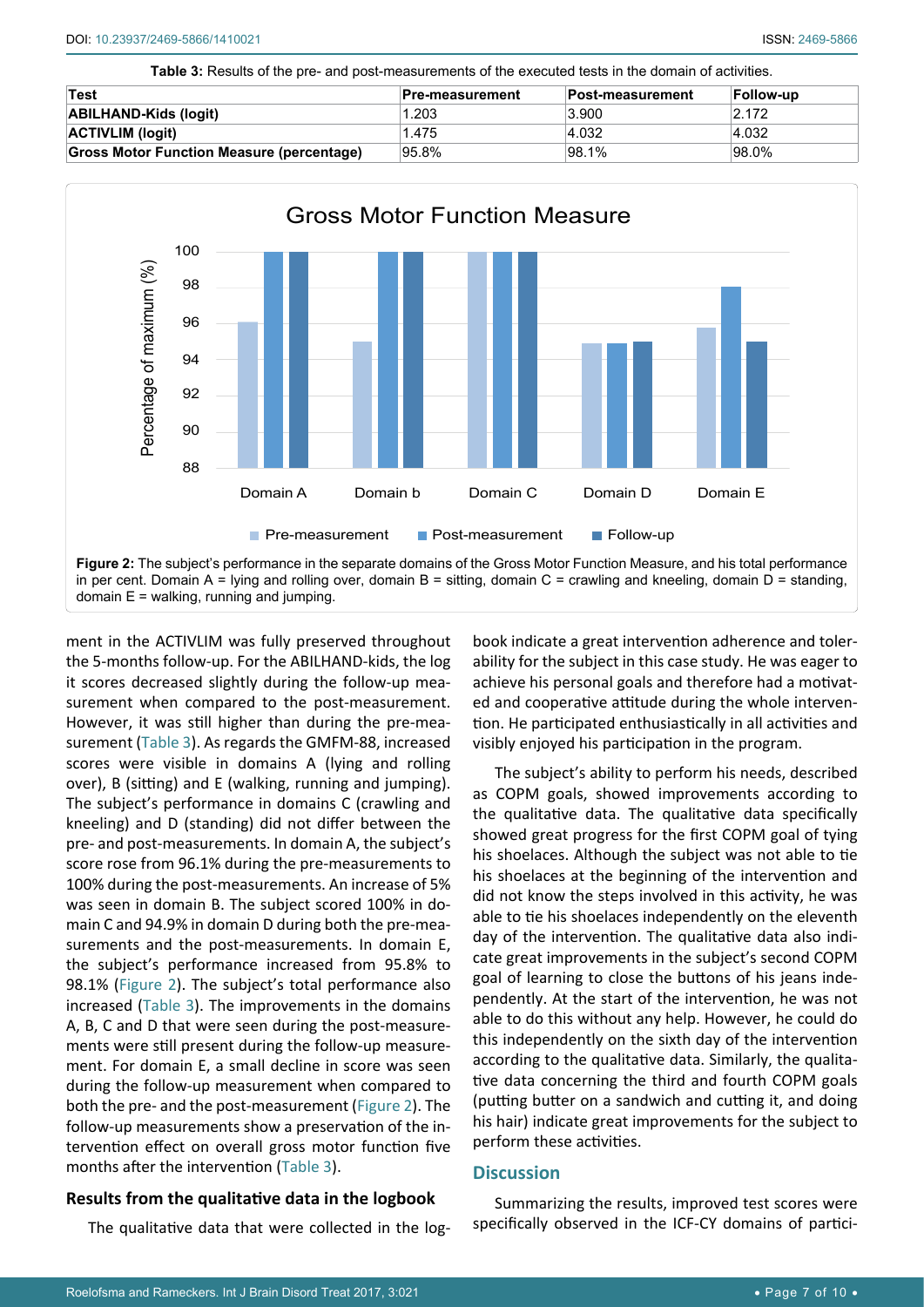**Table 3:** Results of the pre- and post-measurements of the executed tests in the domain of activities.

| Test | Pre-measurement | Post-measurement | Follow-up |
|---|---|---|---|
| ABILHAND-Kids (logit) | 1.203 | 3.900 | 2.172 |
| ACTIVLIM (logit) | 1.475 | 4.032 | 4.032 |
| Gross Motor Function Measure (percentage) | 95.8% | 98.1% | 98.0% |

Gross Motor Function Measure

Percentage of maximum (%)

100
98
96
94
92
90
88

Domain A
Domain b
Domain C
Domain D
Domain E

Pre-measurement
Post-measurement
Follow-up

**Figure 2:** The subject's performance in the separate domains of the Gross Motor Function Measure, and his total performance in per cent. Domain A = lying and rolling over, domain B = sitting, domain C = crawling and kneeling, domain D = standing, domain E = walking, running and jumping.

ment in the ACTIVLIM was fully preserved throughout the 5-months follow-up. For the ABILHAND-kids, the log it scores decreased slightly during the follow-up measurement when compared to the post-measurement. However, it was still higher than during the pre-measurement (Table 3). As regards the GMFM-88, increased scores were visible in domains A (lying and rolling over), B (sitting) and E (walking, running and jumping). The subject's performance in domains C (crawling and kneeling) and D (standing) did not differ between the pre- and post-measurements. In domain A, the subject's score rose from 96.1% during the pre-measurements to 100% during the post-measurements. An increase of 5% was seen in domain B. The subject scored 100% in domain C and 94.9% in domain D during both the pre-measurements and the post-measurements. In domain E, the subject's performance increased from 95.8% to 98.1% (Figure 2). The subject's total performance also increased (Table 3). The improvements in the domains A, B, C and D that were seen during the post-measurements were still present during the follow-up measurement. For domain E, a small decline in score was seen during the follow-up measurement when compared to both the pre- and the post-measurement (Figure 2). The follow-up measurements show a preservation of the intervention effect on overall gross motor function five months after the intervention (Table 3).

### Results from the qualitative data in the logbook

The qualitative data that were collected in the logbook indicate a great intervention adherence and tolerability for the subject in this case study. He was eager to achieve his personal goals and therefore had a motivated and cooperative attitude during the whole intervention. He participated enthusiastically in all activities and visibly enjoyed his participation in the program.

The subject's ability to perform his needs, described as COPM goals, showed improvements according to the qualitative data. The qualitative data specifically showed great progress for the first COPM goal of tying his shoelaces. Although the subject was not able to tie his shoelaces at the beginning of the intervention and did not know the steps involved in this activity, he was able to tie his shoelaces independently on the eleventh day of the intervention. The qualitative data also indicate great improvements in the subject's second COPM goal of learning to close the buttons of his jeans independently. At the start of the intervention, he was not able to do this without any help. However, he could do this independently on the sixth day of the intervention according to the qualitative data. Similarly, the qualitative data concerning the third and fourth COPM goals (putting butter on a sandwich and cutting it, and doing his hair) indicate great improvements for the subject to perform these activities.

## Discussion

Summarizing the results, improved test scores were specifically observed in the ICF-CY domains of partici-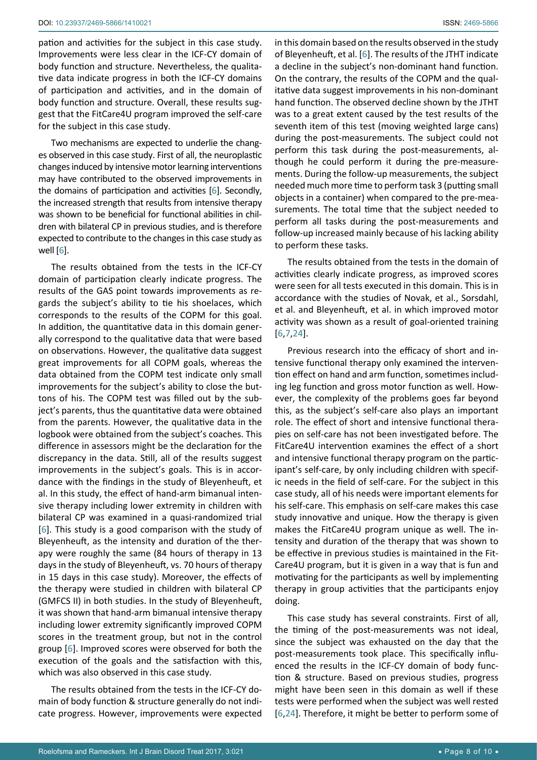pation and activities for the subject in this case study. Improvements were less clear in the ICF-CY domain of body function and structure. Nevertheless, the qualitative data indicate progress in both the ICF-CY domains of participation and activities, and in the domain of body function and structure. Overall, these results suggest that the FitCare4U program improved the self-care for the subject in this case study.

Two mechanisms are expected to underlie the changes observed in this case study. First of all, the neuroplastic changes induced by intensive motor learning interventions may have contributed to the observed improvements in the domains of participation and activities [6]. Secondly, the increased strength that results from intensive therapy was shown to be beneficial for functional abilities in children with bilateral CP in previous studies, and is therefore expected to contribute to the changes in this case study as well [6].

The results obtained from the tests in the ICF-CY domain of participation clearly indicate progress. The results of the GAS point towards improvements as regards the subject's ability to tie his shoelaces, which corresponds to the results of the COPM for this goal. In addition, the quantitative data in this domain generally correspond to the qualitative data that were based on observations. However, the qualitative data suggest great improvements for all COPM goals, whereas the data obtained from the COPM test indicate only small improvements for the subject's ability to close the buttons of his. The COPM test was filled out by the subject's parents, thus the quantitative data were obtained from the parents. However, the qualitative data in the logbook were obtained from the subject's coaches. This difference in assessors might be the declaration for the discrepancy in the data. Still, all of the results suggest improvements in the subject's goals. This is in accordance with the findings in the study of Bleyenheuft, et al. In this study, the effect of hand-arm bimanual intensive therapy including lower extremity in children with bilateral CP was examined in a quasi-randomized trial [6]. This study is a good comparison with the study of Bleyenheuft, as the intensity and duration of the therapy were roughly the same (84 hours of therapy in 13 days in the study of Bleyenheuft, vs. 70 hours of therapy in 15 days in this case study). Moreover, the effects of the therapy were studied in children with bilateral CP (GMFCS II) in both studies. In the study of Bleyenheuft, it was shown that hand-arm bimanual intensive therapy including lower extremity significantly improved COPM scores in the treatment group, but not in the control group [6]. Improved scores were observed for both the execution of the goals and the satisfaction with this, which was also observed in this case study.

The results obtained from the tests in the ICF-CY domain of body function & structure generally do not indicate progress. However, improvements were expected in this domain based on the results observed in the study of Bleyenheuft, et al. [6]. The results of the JTHT indicate a decline in the subject's non-dominant hand function. On the contrary, the results of the COPM and the qualitative data suggest improvements in his non-dominant hand function. The observed decline shown by the JTHT was to a great extent caused by the test results of the seventh item of this test (moving weighted large cans) during the post-measurements. The subject could not perform this task during the post-measurements, although he could perform it during the pre-measurements. During the follow-up measurements, the subject needed much more time to perform task 3 (putting small objects in a container) when compared to the pre-measurements. The total time that the subject needed to perform all tasks during the post-measurements and follow-up increased mainly because of his lacking ability to perform these tasks.

The results obtained from the tests in the domain of activities clearly indicate progress, as improved scores were seen for all tests executed in this domain. This is in accordance with the studies of Novak, et al., Sorsdahl, et al. and Bleyenheuft, et al. in which improved motor activity was shown as a result of goal-oriented training [6,7,24].

Previous research into the efficacy of short and intensive functional therapy only examined the intervention effect on hand and arm function, sometimes including leg function and gross motor function as well. However, the complexity of the problems goes far beyond this, as the subject's self-care also plays an important role. The effect of short and intensive functional therapies on self-care has not been investigated before. The FitCare4U intervention examines the effect of a short and intensive functional therapy program on the participant's self-care, by only including children with specific needs in the field of self-care. For the subject in this case study, all of his needs were important elements for his self-care. This emphasis on self-care makes this case study innovative and unique. How the therapy is given makes the FitCare4U program unique as well. The intensity and duration of the therapy that was shown to be effective in previous studies is maintained in the FitCare4U program, but it is given in a way that is fun and motivating for the participants as well by implementing therapy in group activities that the participants enjoy doing.

This case study has several constraints. First of all, the timing of the post-measurements was not ideal, since the subject was exhausted on the day that the post-measurements took place. This specifically influenced the results in the ICF-CY domain of body function & structure. Based on previous studies, progress might have been seen in this domain as well if these tests were performed when the subject was well rested [6,24]. Therefore, it might be better to perform some of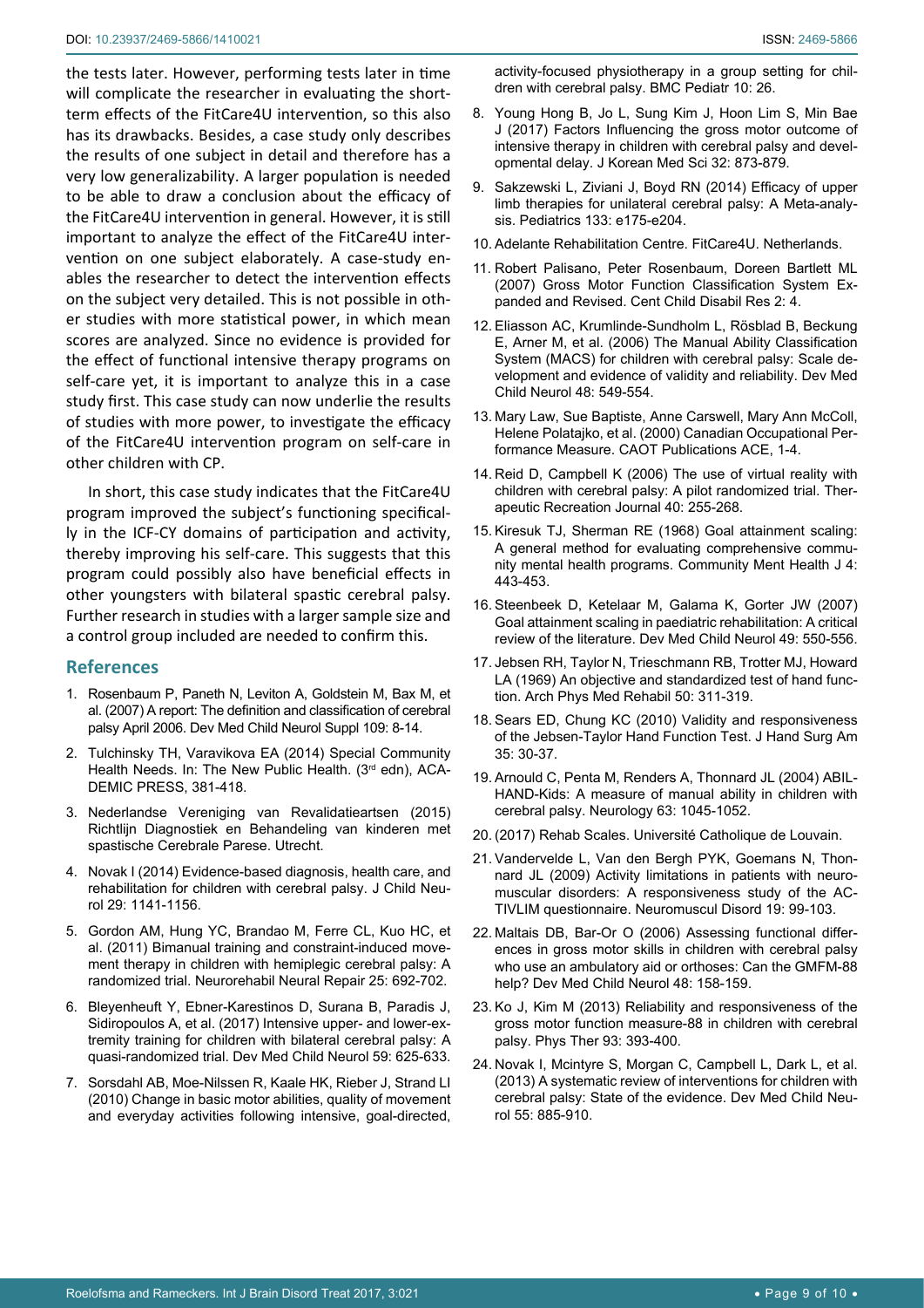the tests later. However, performing tests later in time will complicate the researcher in evaluating the short-term effects of the FitCare4U intervention, so this also has its drawbacks. Besides, a case study only describes the results of one subject in detail and therefore has a very low generalizability. A larger population is needed to be able to draw a conclusion about the efficacy of the FitCare4U intervention in general. However, it is still important to analyze the effect of the FitCare4U intervention on one subject elaborately. A case-study enables the researcher to detect the intervention effects on the subject very detailed. This is not possible in other studies with more statistical power, in which mean scores are analyzed. Since no evidence is provided for the effect of functional intensive therapy programs on self-care yet, it is important to analyze this in a case study first. This case study can now underlie the results of studies with more power, to investigate the efficacy of the FitCare4U intervention program on self-care in other children with CP.

In short, this case study indicates that the FitCare4U program improved the subject's functioning specifically in the ICF-CY domains of participation and activity, thereby improving his self-care. This suggests that this program could possibly also have beneficial effects in other youngsters with bilateral spastic cerebral palsy. Further research in studies with a larger sample size and a control group included are needed to confirm this.

## References

1. Rosenbaum P, Paneth N, Leviton A, Goldstein M, Bax M, et al. (2007) A report: The definition and classification of cerebral palsy April 2006. Dev Med Child Neurol Suppl 109: 8-14.
2. Tulchinsky TH, Varavikova EA (2014) Special Community Health Needs. In: The New Public Health. (3rd edn), ACADEMIC PRESS, 381-418.
3. Nederlandse Vereniging van Revalidatieartsen (2015) Richtlijn Diagnostiek en Behandeling van kinderen met spastische Cerebrale Parese. Utrecht.
4. Novak I (2014) Evidence-based diagnosis, health care, and rehabilitation for children with cerebral palsy. J Child Neurol 29: 1141-1156.
5. Gordon AM, Hung YC, Brandao M, Ferre CL, Kuo HC, et al. (2011) Bimanual training and constraint-induced movement therapy in children with hemiplegic cerebral palsy: A randomized trial. Neurorehabil Neural Repair 25: 692-702.
6. Bleyenheuft Y, Ebner-Karestinos D, Surana B, Paradis J, Sidiropoulos A, et al. (2017) Intensive upper- and lower-extremity training for children with bilateral cerebral palsy: A quasi-randomized trial. Dev Med Child Neurol 59: 625-633.
7. Sorsdahl AB, Moe-Nilssen R, Kaale HK, Rieber J, Strand LI (2010) Change in basic motor abilities, quality of movement and everyday activities following intensive, goal-directed, activity-focused physiotherapy in a group setting for children with cerebral palsy. BMC Pediatr 10: 26.
8. Young Hong B, Jo L, Sung Kim J, Hoon Lim S, Min Bae J (2017) Factors Influencing the gross motor outcome of intensive therapy in children with cerebral palsy and developmental delay. J Korean Med Sci 32: 873-879.
9. Sakzewski L, Ziviani J, Boyd RN (2014) Efficacy of upper limb therapies for unilateral cerebral palsy: A Meta-analysis. Pediatrics 133: e175-e204.
10. Adelante Rehabilitation Centre. FitCare4U. Netherlands.
11. Robert Palisano, Peter Rosenbaum, Doreen Bartlett ML (2007) Gross Motor Function Classification System Expanded and Revised. Cent Child Disabil Res 2: 4.
12. Eliasson AC, Krumlinde-Sundholm L, Rösblad B, Beckung E, Arner M, et al. (2006) The Manual Ability Classification System (MACS) for children with cerebral palsy: Scale development and evidence of validity and reliability. Dev Med Child Neurol 48: 549-554.
13. Mary Law, Sue Baptiste, Anne Carswell, Mary Ann McColl, Helene Polatajko, et al. (2000) Canadian Occupational Performance Measure. CAOT Publications ACE, 1-4.
14. Reid D, Campbell K (2006) The use of virtual reality with children with cerebral palsy: A pilot randomized trial. Therapeutic Recreation Journal 40: 255-268.
15. Kiresuk TJ, Sherman RE (1968) Goal attainment scaling: A general method for evaluating comprehensive community mental health programs. Community Ment Health J 4: 443-453.
16. Steenbeek D, Ketelaar M, Galama K, Gorter JW (2007) Goal attainment scaling in paediatric rehabilitation: A critical review of the literature. Dev Med Child Neurol 49: 550-556.
17. Jebsen RH, Taylor N, Trieschmann RB, Trotter MJ, Howard LA (1969) An objective and standardized test of hand function. Arch Phys Med Rehabil 50: 311-319.
18. Sears ED, Chung KC (2010) Validity and responsiveness of the Jebsen-Taylor Hand Function Test. J Hand Surg Am 35: 30-37.
19. Arnould C, Penta M, Renders A, Thonnard JL (2004) ABILHAND-Kids: A measure of manual ability in children with cerebral palsy. Neurology 63: 1045-1052.
20. (2017) Rehab Scales. Université Catholique de Louvain.
21. Vandervelde L, Van den Bergh PYK, Goemans N, Thonnard JL (2009) Activity limitations in patients with neuromuscular disorders: A responsiveness study of the ACTIVLIM questionnaire. Neuromuscul Disord 19: 99-103.
22. Maltais DB, Bar-Or O (2006) Assessing functional differences in gross motor skills in children with cerebral palsy who use an ambulatory aid or orthoses: Can the GMFM-88 help? Dev Med Child Neurol 48: 158-159.
23. Ko J, Kim M (2013) Reliability and responsiveness of the gross motor function measure-88 in children with cerebral palsy. Phys Ther 93: 393-400.
24. Novak I, Mcintyre S, Morgan C, Campbell L, Dark L, et al. (2013) A systematic review of interventions for children with cerebral palsy: State of the evidence. Dev Med Child Neurol 55: 885-910.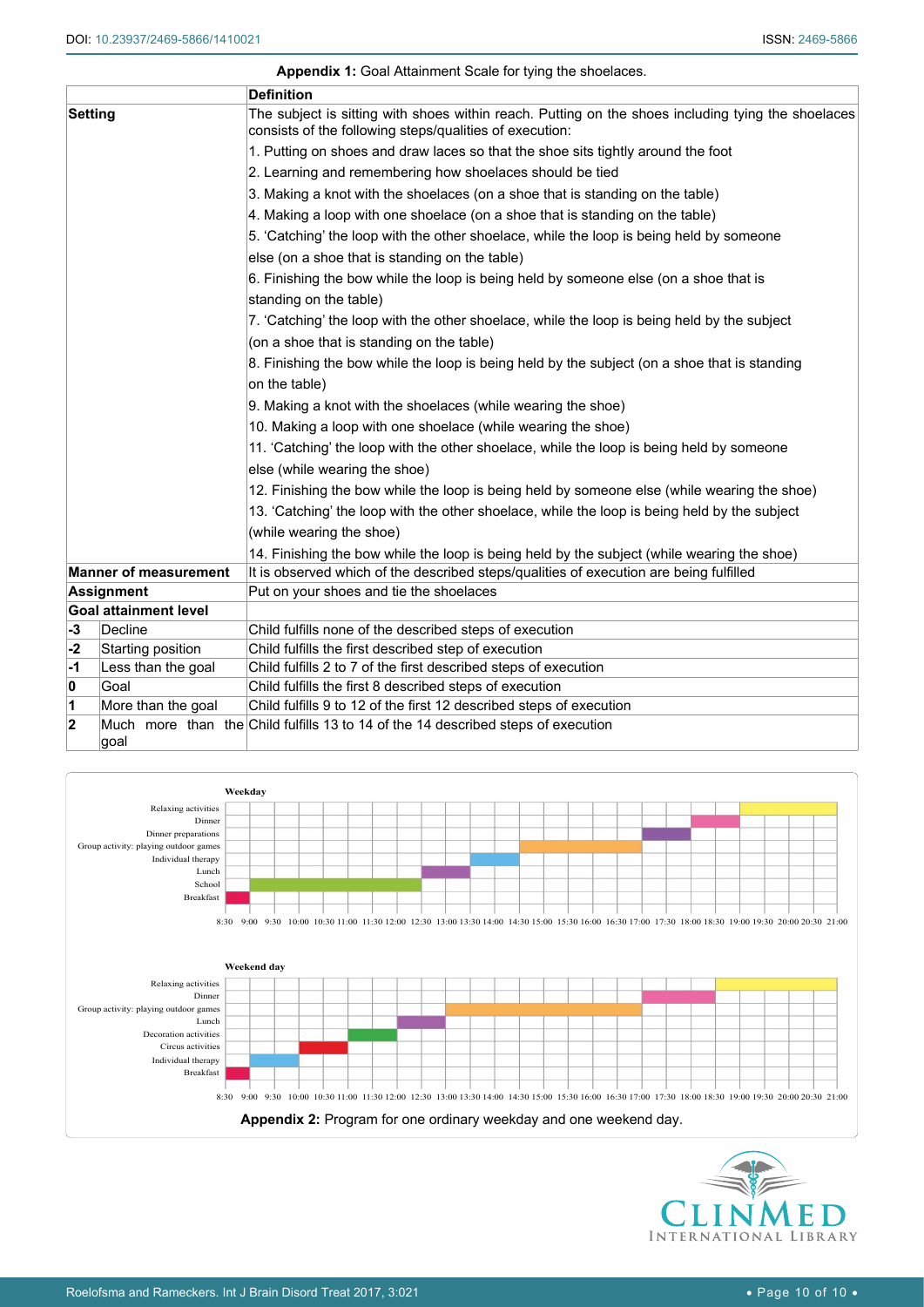**Appendix 1:** Goal Attainment Scale for tying the shoelaces.

| | | Definition |
|---|---|---|
| **Setting** | | The subject is sitting with shoes within reach. Putting on the shoes including tying the shoelaces consists of the following steps/qualities of execution:<br>1. Putting on shoes and draw laces so that the shoe sits tightly around the foot<br>2. Learning and remembering how shoelaces should be tied<br>3. Making a knot with the shoelaces (on a shoe that is standing on the table)<br>4. Making a loop with one shoelace (on a shoe that is standing on the table)<br>5. 'Catching' the loop with the other shoelace, while the loop is being held by someone else (on a shoe that is standing on the table)<br>6. Finishing the bow while the loop is being held by someone else (on a shoe that is standing on the table)<br>7. 'Catching' the loop with the other shoelace, while the loop is being held by the subject (on a shoe that is standing on the table)<br>8. Finishing the bow while the loop is being held by the subject (on a shoe that is standing on the table)<br>9. Making a knot with the shoelaces (while wearing the shoe)<br>10. Making a loop with one shoelace (while wearing the shoe)<br>11. 'Catching' the loop with the other shoelace, while the loop is being held by someone else (while wearing the shoe)<br>12. Finishing the bow while the loop is being held by someone else (while wearing the shoe)<br>13. 'Catching' the loop with the other shoelace, while the loop is being held by the subject (while wearing the shoe)<br>14. Finishing the bow while the loop is being held by the subject (while wearing the shoe) |
| **Manner of measurement** | | It is observed which of the described steps/qualities of execution are being fulfilled |
| **Assignment** | | Put on your shoes and tie the shoelaces |
| **Goal attainment level** | | |
| **-3** | Decline | Child fulfills none of the described steps of execution |
| **-2** | Starting position | Child fulfills the first described step of execution |
| **-1** | Less than the goal | Child fulfills 2 to 7 of the first described steps of execution |
| **0** | Goal | Child fulfills the first 8 described steps of execution |
| **1** | More than the goal | Child fulfills 9 to 12 of the first 12 described steps of execution |
| **2** | Much more than the goal | Child fulfills 13 to 14 of the 14 described steps of execution |

Weekday

Relaxing activities
Dinner
Dinner preparations
Group activity: playing outdoor games
Individual therapy
Lunch
School
Breakfast

8:30 9:00 9:30 10:00 10:30 11:00 11:30 12:00 12:30 13:00 13:30 14:00 14:30 15:00 15:30 16:00 16:30 17:00 17:30 18:00 18:30 19:00 19:30 20:00 20:30 21:00

Weekend day

Relaxing activities
Dinner
Group activity: playing outdoor games
Lunch
Decoration activities
Circus activities
Individual therapy
Breakfast

8:30 9:00 9:30 10:00 10:30 11:00 11:30 12:00 12:30 13:00 13:30 14:00 14:30 15:00 15:30 16:00 16:30 17:00 17:30 18:00 18:30 19:00 19:30 20:00 20:30 21:00

**Appendix 2:** Program for one ordinary weekday and one weekend day.